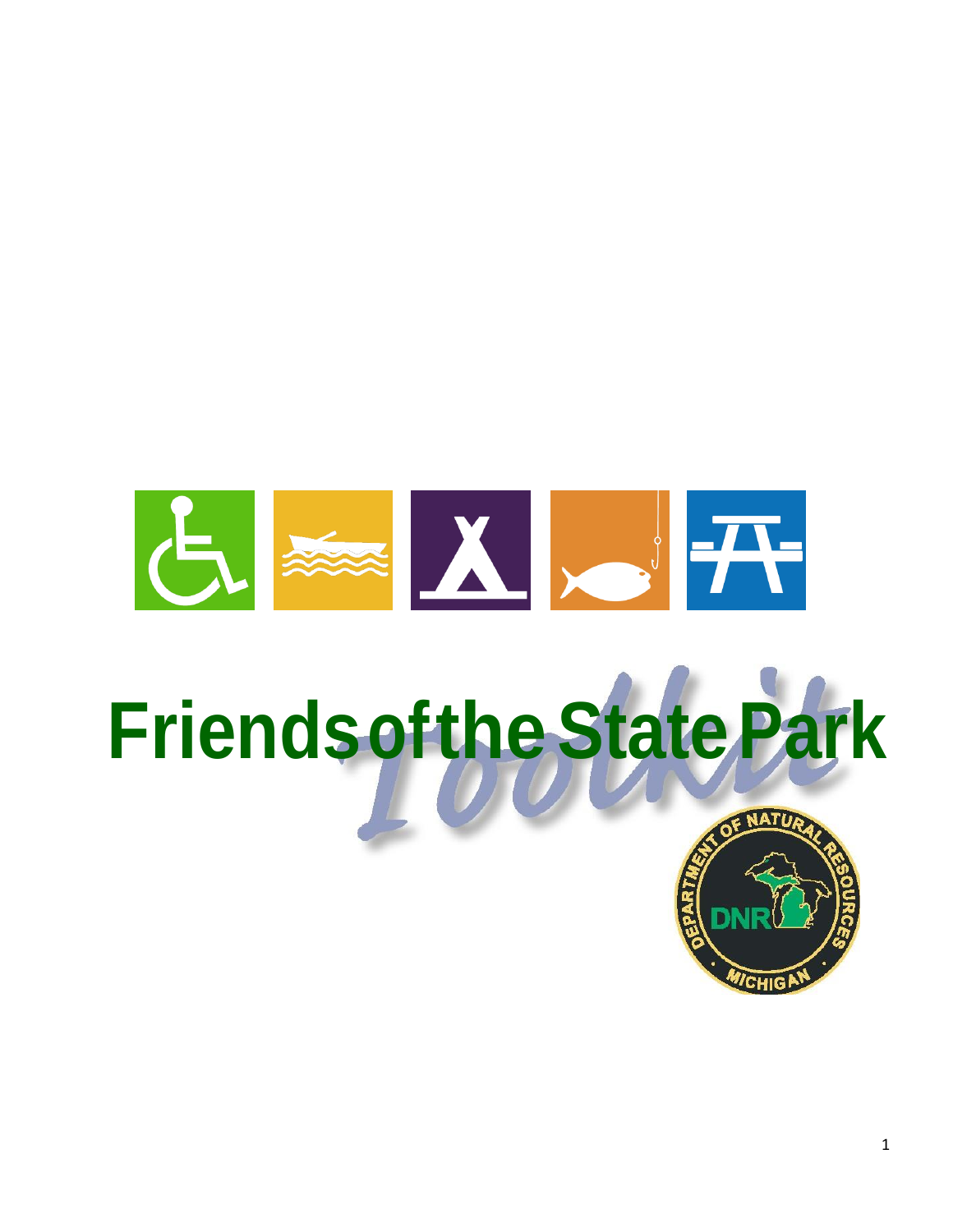# Friends of the State Park Toolkit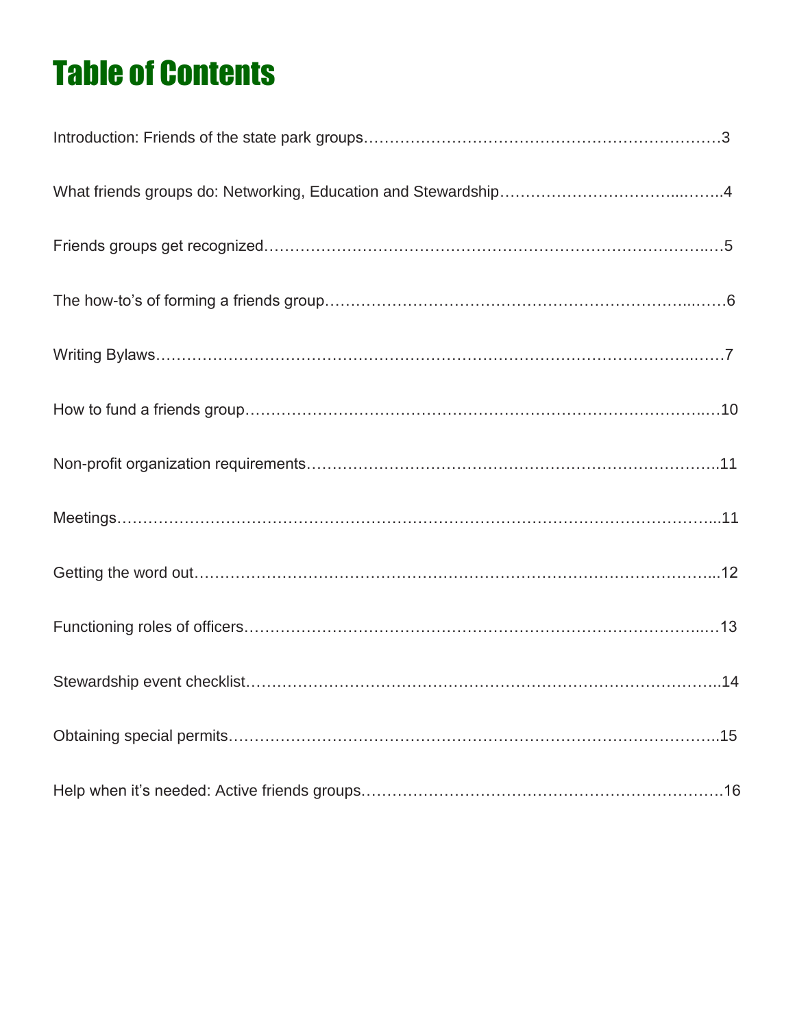# Table of Contents

Introduction: Friends of the state park groups……………………………………………………………3

What friends groups do: Networking, Education and Stewardship……………………………..……..4

Friends groups get recognized………………………………………………………………………..…5

The how-to's of forming a friends group………………………………………………………...……6

Writing Bylaws…………………………………………………………………………………..……7

How to fund a friends group……………………………………………………………………….…10

Non-profit organization requirements…………………………………………………………………..11

Meetings…………………………………………………………………………………………………...11

Getting the word out……………………………………………………………………………………...12

Functioning roles of officers……………………………………………………………………….…13

Stewardship event checklist……………………………………………………………………………..14

Obtaining special permits………………………………………………………………………………..15

Help when it's needed: Active friends groups……………………………………………………………16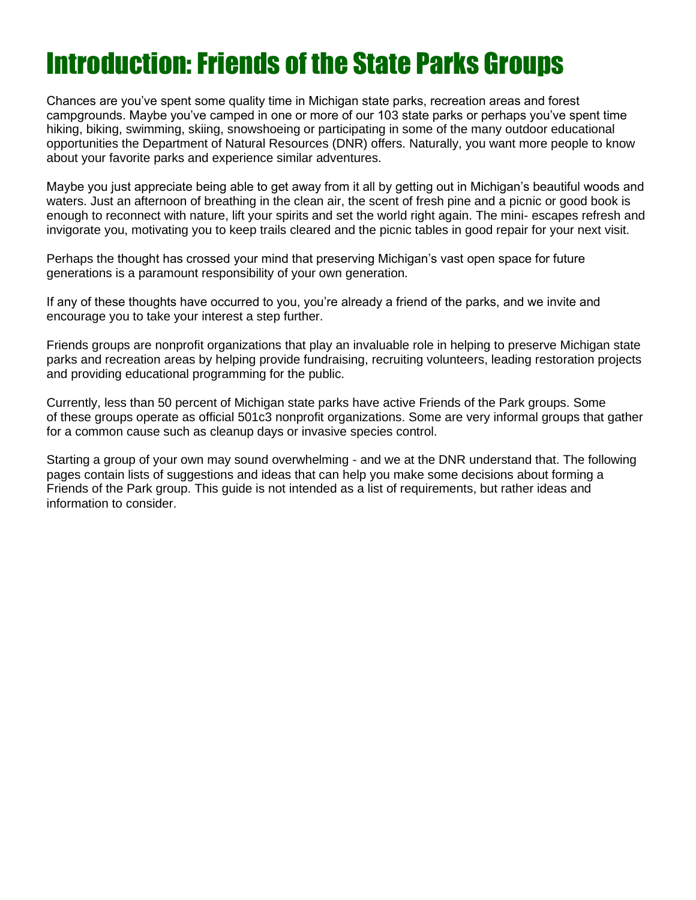# Introduction: Friends of the State Parks Groups

Chances are you've spent some quality time in Michigan state parks, recreation areas and forest campgrounds. Maybe you've camped in one or more of our 103 state parks or perhaps you've spent time hiking, biking, swimming, skiing, snowshoeing or participating in some of the many outdoor educational opportunities the Department of Natural Resources (DNR) offers. Naturally, you want more people to know about your favorite parks and experience similar adventures.

Maybe you just appreciate being able to get away from it all by getting out in Michigan's beautiful woods and waters. Just an afternoon of breathing in the clean air, the scent of fresh pine and a picnic or good book is enough to reconnect with nature, lift your spirits and set the world right again. The mini- escapes refresh and invigorate you, motivating you to keep trails cleared and the picnic tables in good repair for your next visit.

Perhaps the thought has crossed your mind that preserving Michigan's vast open space for future generations is a paramount responsibility of your own generation.

If any of these thoughts have occurred to you, you're already a friend of the parks, and we invite and encourage you to take your interest a step further.

Friends groups are nonprofit organizations that play an invaluable role in helping to preserve Michigan state parks and recreation areas by helping provide fundraising, recruiting volunteers, leading restoration projects and providing educational programming for the public.

Currently, less than 50 percent of Michigan state parks have active Friends of the Park groups. Some of these groups operate as official 501c3 nonprofit organizations. Some are very informal groups that gather for a common cause such as cleanup days or invasive species control.

Starting a group of your own may sound overwhelming - and we at the DNR understand that. The following pages contain lists of suggestions and ideas that can help you make some decisions about forming a Friends of the Park group. This guide is not intended as a list of requirements, but rather ideas and information to consider.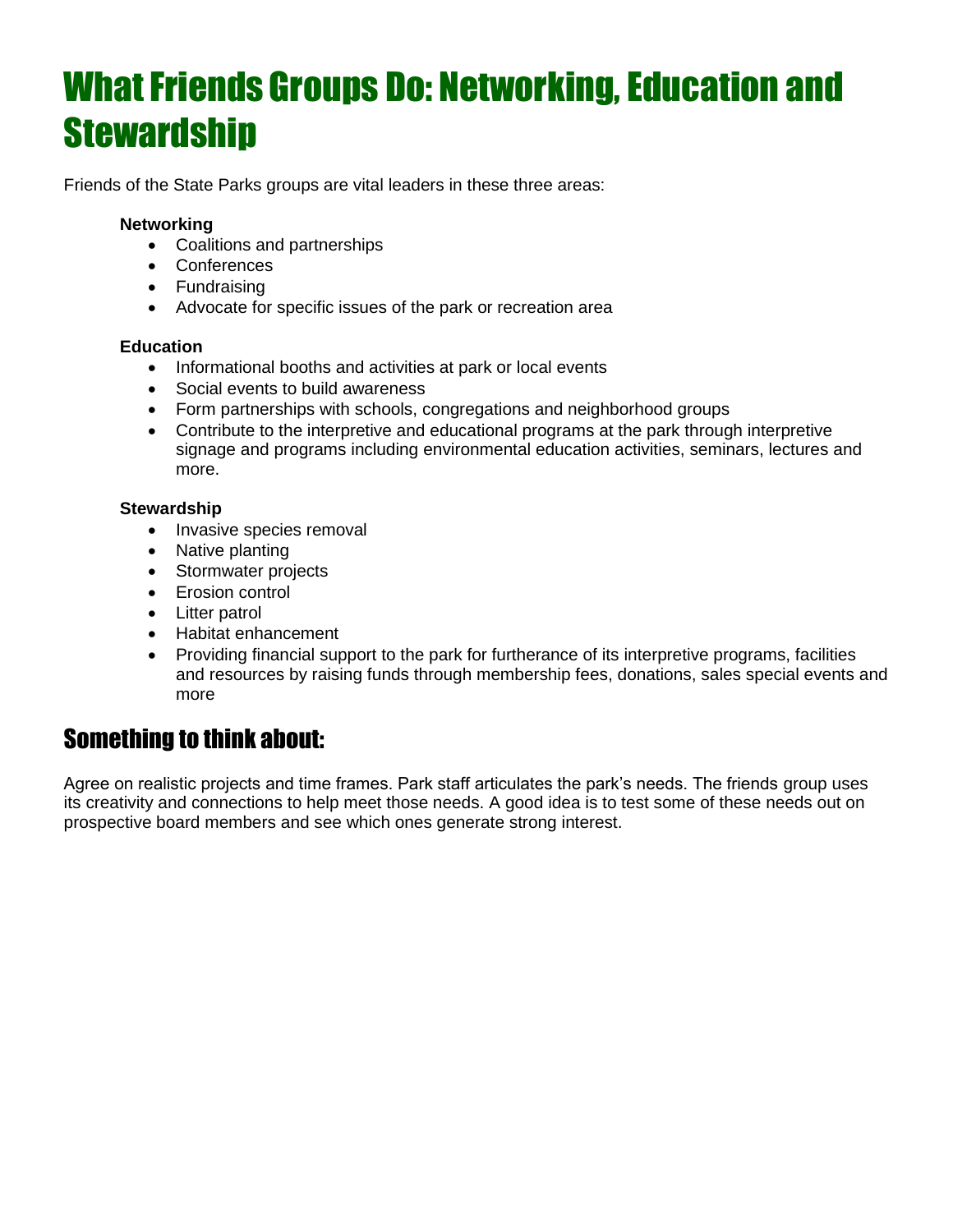# What Friends Groups Do: Networking, Education and Stewardship

Friends of the State Parks groups are vital leaders in these three areas:

**Networking**

- Coalitions and partnerships
- Conferences
- Fundraising
- Advocate for specific issues of the park or recreation area

**Education**

- Informational booths and activities at park or local events
- Social events to build awareness
- Form partnerships with schools, congregations and neighborhood groups
- Contribute to the interpretive and educational programs at the park through interpretive signage and programs including environmental education activities, seminars, lectures and more.

**Stewardship**

- Invasive species removal
- Native planting
- Stormwater projects
- Erosion control
- Litter patrol
- Habitat enhancement
- Providing financial support to the park for furtherance of its interpretive programs, facilities and resources by raising funds through membership fees, donations, sales special events and more

## Something to think about:

Agree on realistic projects and time frames. Park staff articulates the park's needs. The friends group uses its creativity and connections to help meet those needs. A good idea is to test some of these needs out on prospective board members and see which ones generate strong interest.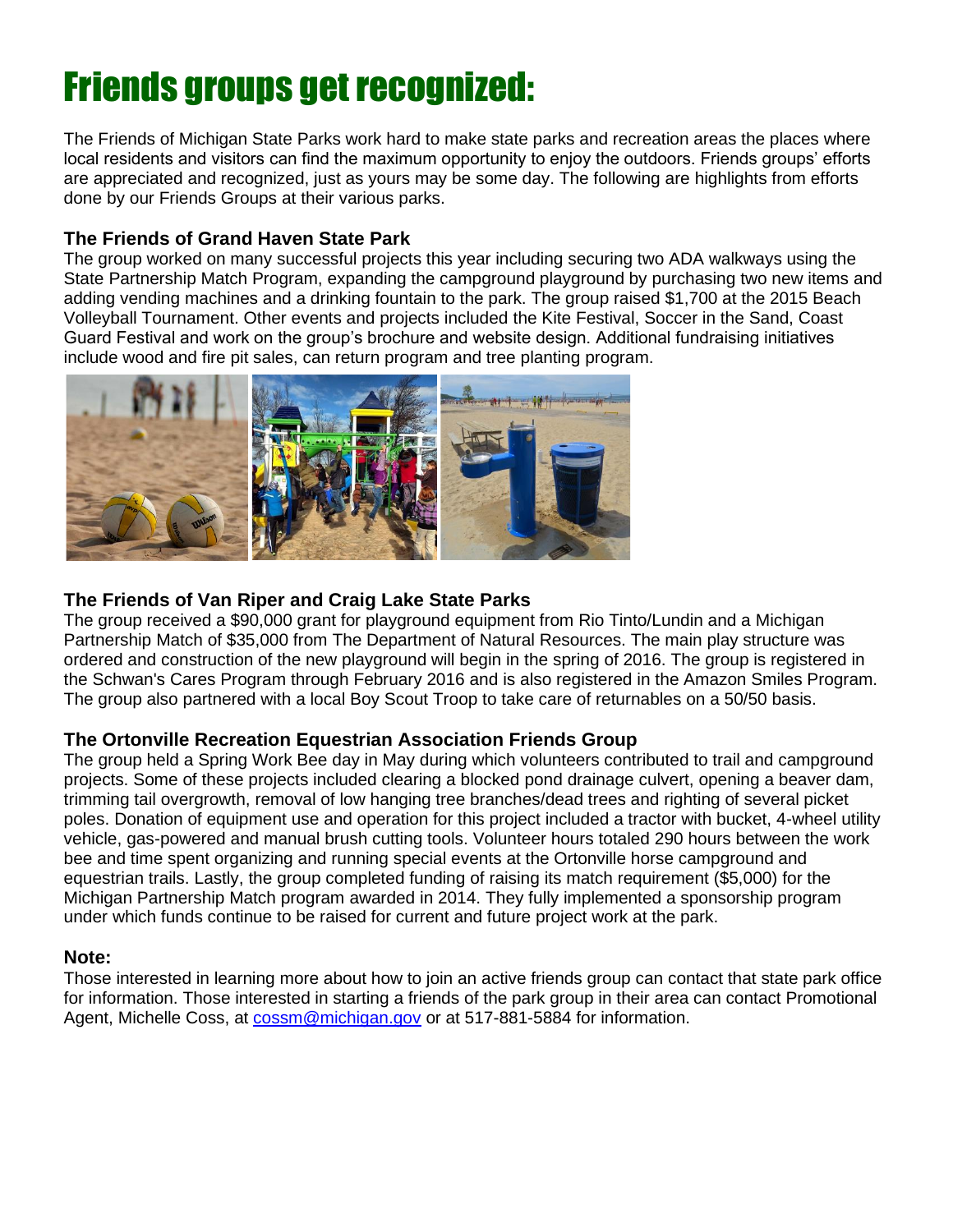# Friends groups get recognized:

The Friends of Michigan State Parks work hard to make state parks and recreation areas the places where local residents and visitors can find the maximum opportunity to enjoy the outdoors. Friends groups' efforts are appreciated and recognized, just as yours may be some day. The following are highlights from efforts done by our Friends Groups at their various parks.

### The Friends of Grand Haven State Park

The group worked on many successful projects this year including securing two ADA walkways using the State Partnership Match Program, expanding the campground playground by purchasing two new items and adding vending machines and a drinking fountain to the park. The group raised $1,700 at the 2015 Beach Volleyball Tournament. Other events and projects included the Kite Festival, Soccer in the Sand, Coast Guard Festival and work on the group's brochure and website design. Additional fundraising initiatives include wood and fire pit sales, can return program and tree planting program.

### The Friends of Van Riper and Craig Lake State Parks

The group received a $90,000 grant for playground equipment from Rio Tinto/Lundin and a Michigan Partnership Match of $35,000 from The Department of Natural Resources. The main play structure was ordered and construction of the new playground will begin in the spring of 2016. The group is registered in the Schwan's Cares Program through February 2016 and is also registered in the Amazon Smiles Program. The group also partnered with a local Boy Scout Troop to take care of returnables on a 50/50 basis.

### The Ortonville Recreation Equestrian Association Friends Group

The group held a Spring Work Bee day in May during which volunteers contributed to trail and campground projects. Some of these projects included clearing a blocked pond drainage culvert, opening a beaver dam, trimming tail overgrowth, removal of low hanging tree branches/dead trees and righting of several picket poles. Donation of equipment use and operation for this project included a tractor with bucket, 4-wheel utility vehicle, gas-powered and manual brush cutting tools. Volunteer hours totaled 290 hours between the work bee and time spent organizing and running special events at the Ortonville horse campground and equestrian trails. Lastly, the group completed funding of raising its match requirement ($5,000) for the Michigan Partnership Match program awarded in 2014. They fully implemented a sponsorship program under which funds continue to be raised for current and future project work at the park.

### Note:

Those interested in learning more about how to join an active friends group can contact that state park office for information. Those interested in starting a friends of the park group in their area can contact Promotional Agent, Michelle Coss, at cossm@michigan.gov or at 517-881-5884 for information.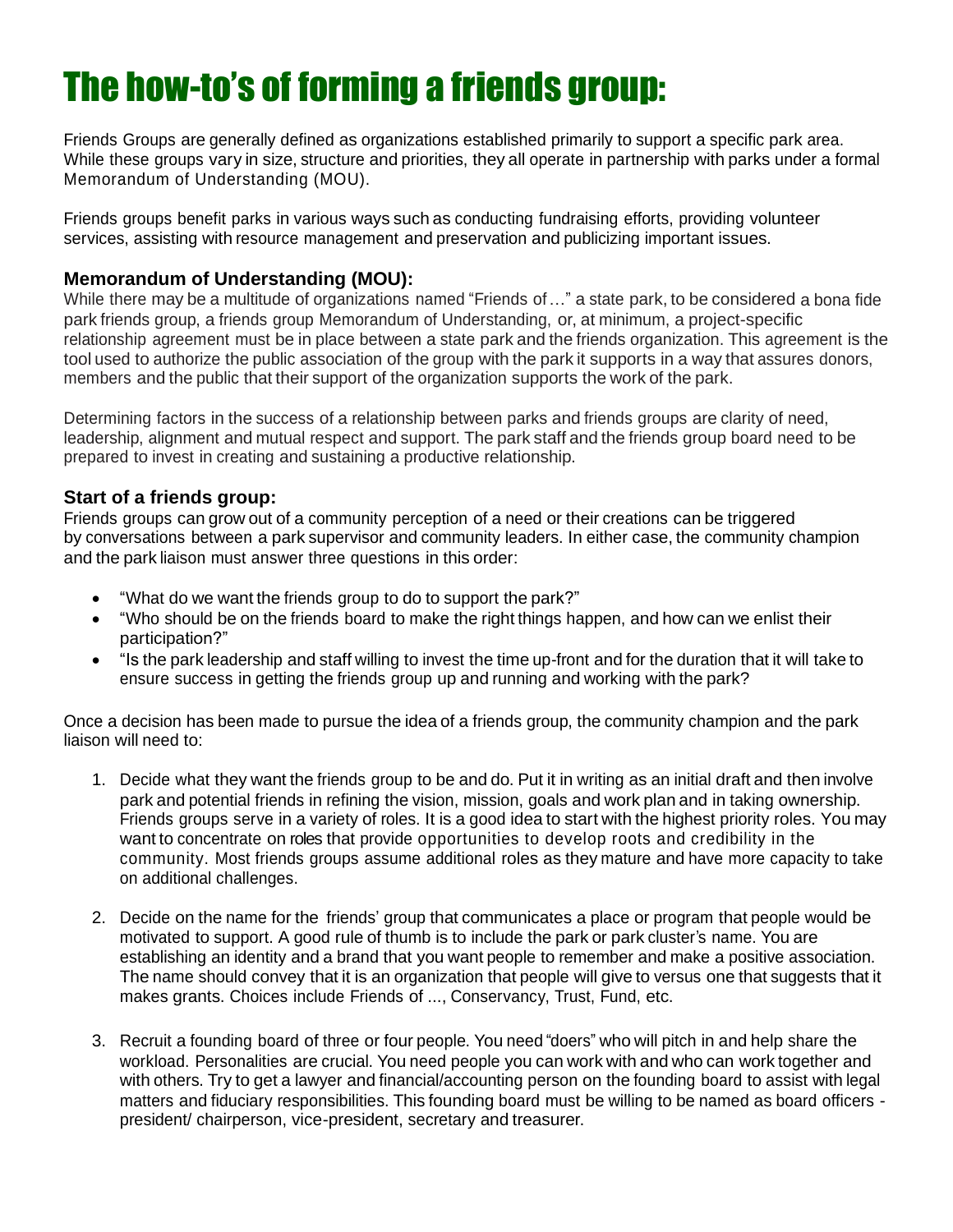# The how-to's of forming a friends group:

Friends Groups are generally defined as organizations established primarily to support a specific park area. While these groups vary in size, structure and priorities, they all operate in partnership with parks under a formal Memorandum of Understanding (MOU).

Friends groups benefit parks in various ways such as conducting fundraising efforts, providing volunteer services, assisting with resource management and preservation and publicizing important issues.

### Memorandum of Understanding (MOU):

While there may be a multitude of organizations named "Friends of…" a state park, to be considered a bona fide park friends group, a friends group Memorandum of Understanding, or, at minimum, a project-specific relationship agreement must be in place between a state park and the friends organization. This agreement is the tool used to authorize the public association of the group with the park it supports in a way that assures donors, members and the public that their support of the organization supports the work of the park.

Determining factors in the success of a relationship between parks and friends groups are clarity of need, leadership, alignment and mutual respect and support. The park staff and the friends group board need to be prepared to invest in creating and sustaining a productive relationship.

### Start of a friends group:

Friends groups can grow out of a community perception of a need or their creations can be triggered by conversations between a park supervisor and community leaders. In either case, the community champion and the park liaison must answer three questions in this order:

- "What do we want the friends group to do to support the park?"
- "Who should be on the friends board to make the right things happen, and how can we enlist their participation?"
- "Is the park leadership and staff willing to invest the time up-front and for the duration that it will take to ensure success in getting the friends group up and running and working with the park?

Once a decision has been made to pursue the idea of a friends group, the community champion and the park liaison will need to:

1. Decide what they want the friends group to be and do. Put it in writing as an initial draft and then involve park and potential friends in refining the vision, mission, goals and work plan and in taking ownership. Friends groups serve in a variety of roles. It is a good idea to start with the highest priority roles. You may want to concentrate on roles that provide opportunities to develop roots and credibility in the community. Most friends groups assume additional roles as they mature and have more capacity to take on additional challenges.

2. Decide on the name for the friends' group that communicates a place or program that people would be motivated to support. A good rule of thumb is to include the park or park cluster's name. You are establishing an identity and a brand that you want people to remember and make a positive association. The name should convey that it is an organization that people will give to versus one that suggests that it makes grants. Choices include Friends of ..., Conservancy, Trust, Fund, etc.

3. Recruit a founding board of three or four people. You need "doers" who will pitch in and help share the workload. Personalities are crucial. You need people you can work with and who can work together and with others. Try to get a lawyer and financial/accounting person on the founding board to assist with legal matters and fiduciary responsibilities. This founding board must be willing to be named as board officers - president/ chairperson, vice-president, secretary and treasurer.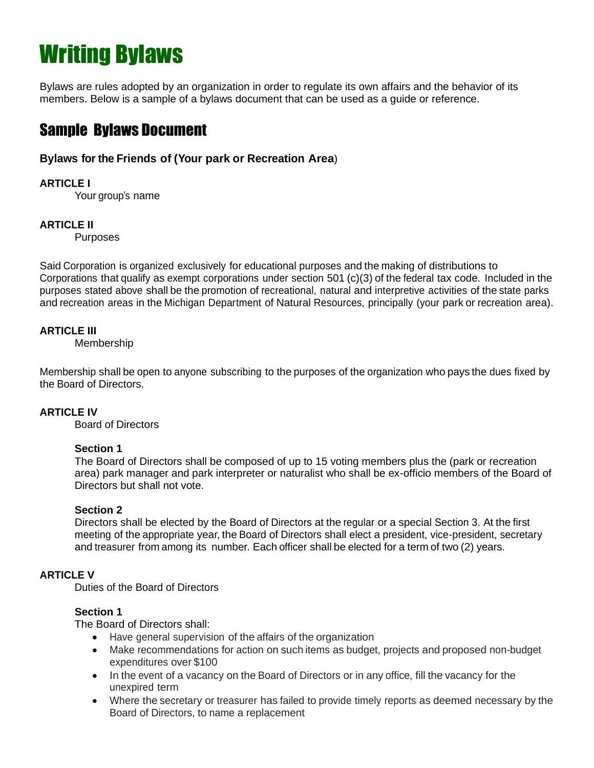# Writing Bylaws

Bylaws are rules adopted by an organization in order to regulate its own affairs and the behavior of its members. Below is a sample of a bylaws document that can be used as a guide or reference.

## Sample Bylaws Document

**Bylaws for the Friends of (Your park or Recreation Area)**

**ARTICLE I**

Your group's name

**ARTICLE II**

Purposes

Said Corporation is organized exclusively for educational purposes and the making of distributions to Corporations that qualify as exempt corporations under section 501 (c)(3) of the federal tax code. Included in the purposes stated above shall be the promotion of recreational, natural and interpretive activities of the state parks and recreation areas in the Michigan Department of Natural Resources, principally (your park or recreation area).

**ARTICLE III**

Membership

Membership shall be open to anyone subscribing to the purposes of the organization who pays the dues fixed by the Board of Directors.

**ARTICLE IV**

Board of Directors

**Section 1**

The Board of Directors shall be composed of up to 15 voting members plus the (park or recreation area) park manager and park interpreter or naturalist who shall be ex-officio members of the Board of Directors but shall not vote.

**Section 2**

Directors shall be elected by the Board of Directors at the regular or a special Section 3. At the first meeting of the appropriate year, the Board of Directors shall elect a president, vice-president, secretary and treasurer from among its number. Each officer shall be elected for a term of two (2) years.

**ARTICLE V**

Duties of the Board of Directors

**Section 1**

The Board of Directors shall:

- Have general supervision of the affairs of the organization
- Make recommendations for action on such items as budget, projects and proposed non-budget expenditures over $100
- In the event of a vacancy on the Board of Directors or in any office, fill the vacancy for the unexpired term
- Where the secretary or treasurer has failed to provide timely reports as deemed necessary by the Board of Directors, to name a replacement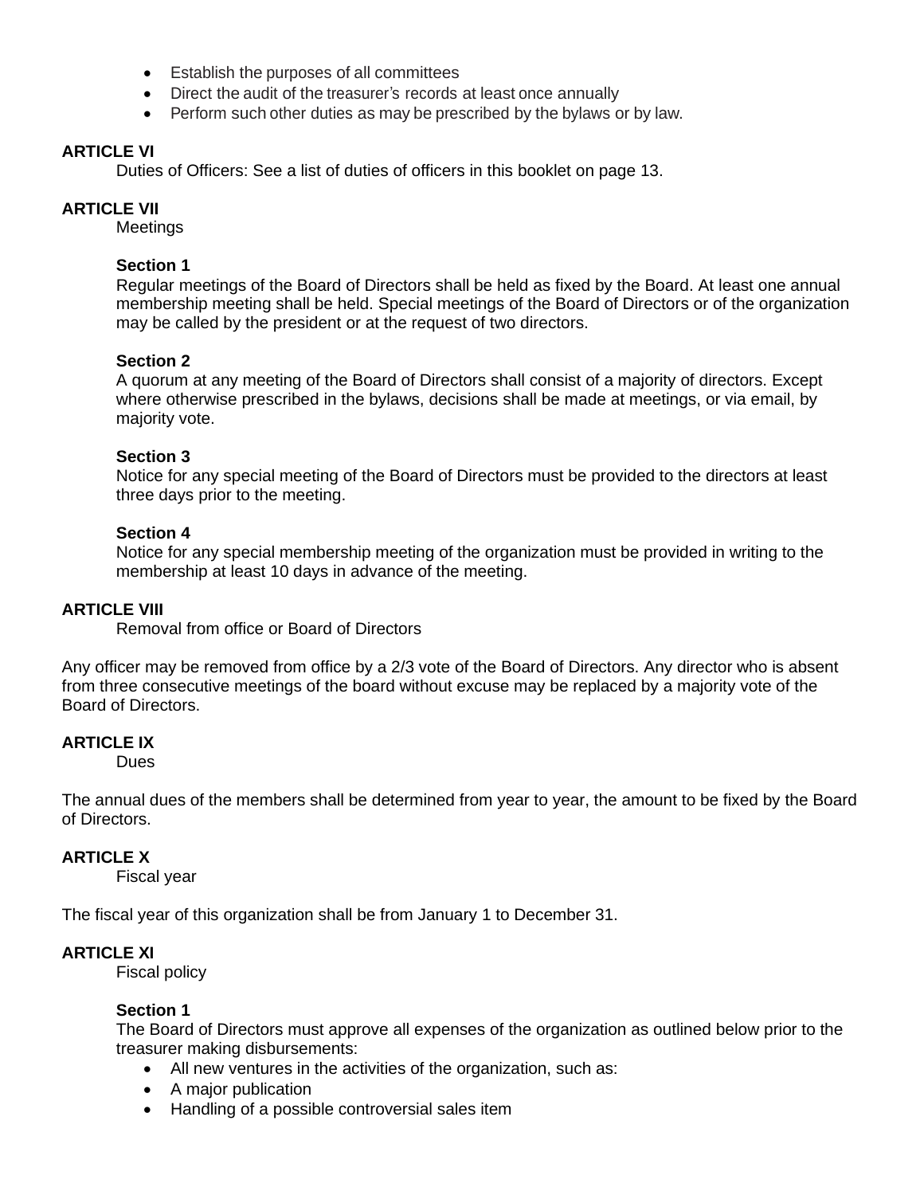- Establish the purposes of all committees
- Direct the audit of the treasurer's records at least once annually
- Perform such other duties as may be prescribed by the bylaws or by law.

**ARTICLE VI**

Duties of Officers: See a list of duties of officers in this booklet on page 13.

**ARTICLE VII**

Meetings

**Section 1**

Regular meetings of the Board of Directors shall be held as fixed by the Board. At least one annual membership meeting shall be held. Special meetings of the Board of Directors or of the organization may be called by the president or at the request of two directors.

**Section 2**

A quorum at any meeting of the Board of Directors shall consist of a majority of directors. Except where otherwise prescribed in the bylaws, decisions shall be made at meetings, or via email, by majority vote.

**Section 3**

Notice for any special meeting of the Board of Directors must be provided to the directors at least three days prior to the meeting.

**Section 4**

Notice for any special membership meeting of the organization must be provided in writing to the membership at least 10 days in advance of the meeting.

**ARTICLE VIII**

Removal from office or Board of Directors

Any officer may be removed from office by a 2/3 vote of the Board of Directors. Any director who is absent from three consecutive meetings of the board without excuse may be replaced by a majority vote of the Board of Directors.

**ARTICLE IX**

Dues

The annual dues of the members shall be determined from year to year, the amount to be fixed by the Board of Directors.

**ARTICLE X**

Fiscal year

The fiscal year of this organization shall be from January 1 to December 31.

**ARTICLE XI**

Fiscal policy

**Section 1**

The Board of Directors must approve all expenses of the organization as outlined below prior to the treasurer making disbursements:

- All new ventures in the activities of the organization, such as:
- A major publication
- Handling of a possible controversial sales item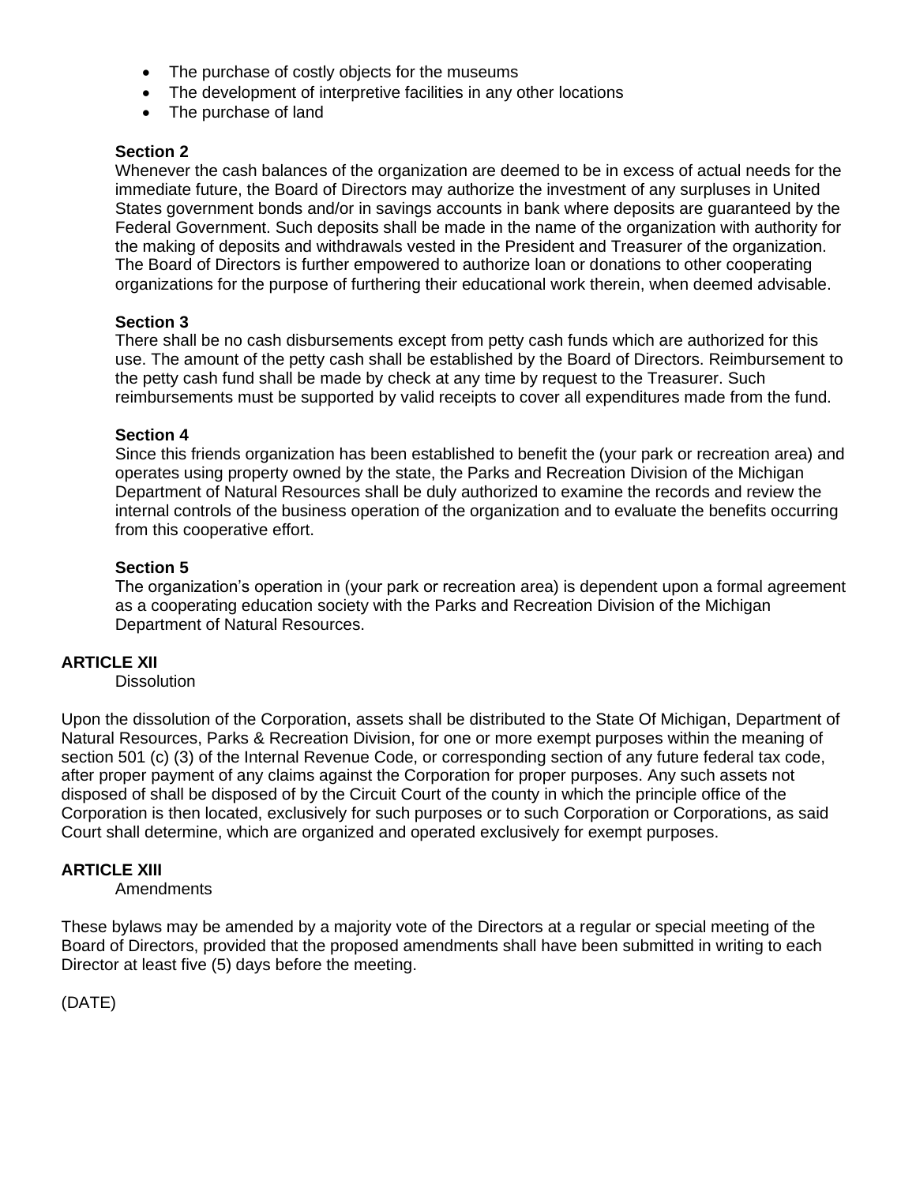- The purchase of costly objects for the museums
- The development of interpretive facilities in any other locations
- The purchase of land

**Section 2**
Whenever the cash balances of the organization are deemed to be in excess of actual needs for the immediate future, the Board of Directors may authorize the investment of any surpluses in United States government bonds and/or in savings accounts in bank where deposits are guaranteed by the Federal Government. Such deposits shall be made in the name of the organization with authority for the making of deposits and withdrawals vested in the President and Treasurer of the organization. The Board of Directors is further empowered to authorize loan or donations to other cooperating organizations for the purpose of furthering their educational work therein, when deemed advisable.

**Section 3**
There shall be no cash disbursements except from petty cash funds which are authorized for this use. The amount of the petty cash shall be established by the Board of Directors. Reimbursement to the petty cash fund shall be made by check at any time by request to the Treasurer. Such reimbursements must be supported by valid receipts to cover all expenditures made from the fund.

**Section 4**
Since this friends organization has been established to benefit the (your park or recreation area) and operates using property owned by the state, the Parks and Recreation Division of the Michigan Department of Natural Resources shall be duly authorized to examine the records and review the internal controls of the business operation of the organization and to evaluate the benefits occurring from this cooperative effort.

**Section 5**
The organization's operation in (your park or recreation area) is dependent upon a formal agreement as a cooperating education society with the Parks and Recreation Division of the Michigan Department of Natural Resources.

**ARTICLE XII**
Dissolution

Upon the dissolution of the Corporation, assets shall be distributed to the State Of Michigan, Department of Natural Resources, Parks & Recreation Division, for one or more exempt purposes within the meaning of section 501 (c) (3) of the Internal Revenue Code, or corresponding section of any future federal tax code, after proper payment of any claims against the Corporation for proper purposes. Any such assets not disposed of shall be disposed of by the Circuit Court of the county in which the principle office of the Corporation is then located, exclusively for such purposes or to such Corporation or Corporations, as said Court shall determine, which are organized and operated exclusively for exempt purposes.

**ARTICLE XIII**
Amendments

These bylaws may be amended by a majority vote of the Directors at a regular or special meeting of the Board of Directors, provided that the proposed amendments shall have been submitted in writing to each Director at least five (5) days before the meeting.

(DATE)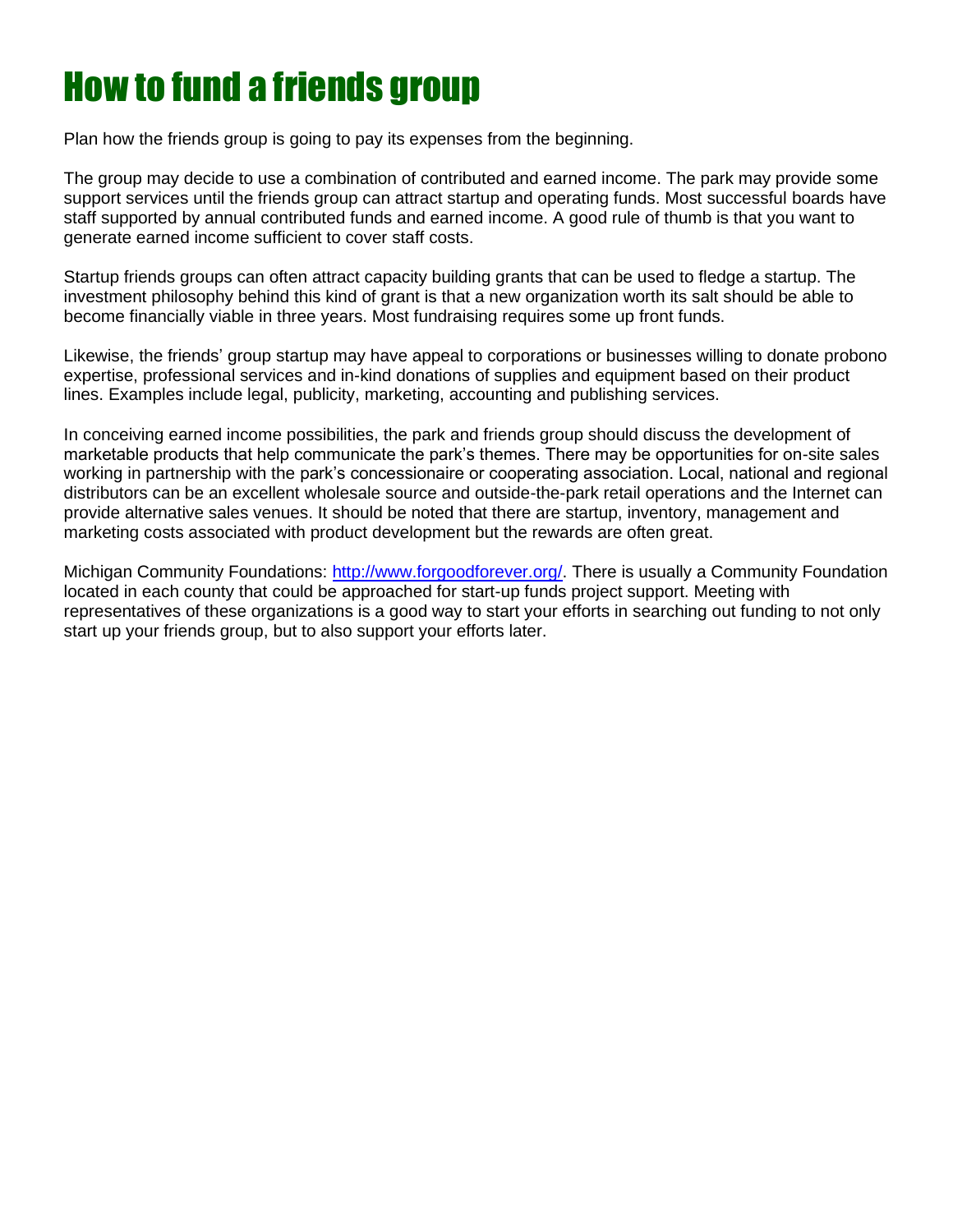# How to fund a friends group

Plan how the friends group is going to pay its expenses from the beginning.

The group may decide to use a combination of contributed and earned income. The park may provide some support services until the friends group can attract startup and operating funds. Most successful boards have staff supported by annual contributed funds and earned income. A good rule of thumb is that you want to generate earned income sufficient to cover staff costs.

Startup friends groups can often attract capacity building grants that can be used to fledge a startup. The investment philosophy behind this kind of grant is that a new organization worth its salt should be able to become financially viable in three years. Most fundraising requires some up front funds.

Likewise, the friends' group startup may have appeal to corporations or businesses willing to donate probono expertise, professional services and in-kind donations of supplies and equipment based on their product lines. Examples include legal, publicity, marketing, accounting and publishing services.

In conceiving earned income possibilities, the park and friends group should discuss the development of marketable products that help communicate the park's themes. There may be opportunities for on-site sales working in partnership with the park's concessionaire or cooperating association. Local, national and regional distributors can be an excellent wholesale source and outside-the-park retail operations and the Internet can provide alternative sales venues. It should be noted that there are startup, inventory, management and marketing costs associated with product development but the rewards are often great.

Michigan Community Foundations: [http://www.forgoodforever.org/](http://www.forgoodforever.org/). There is usually a Community Foundation located in each county that could be approached for start-up funds project support. Meeting with representatives of these organizations is a good way to start your efforts in searching out funding to not only start up your friends group, but to also support your efforts later.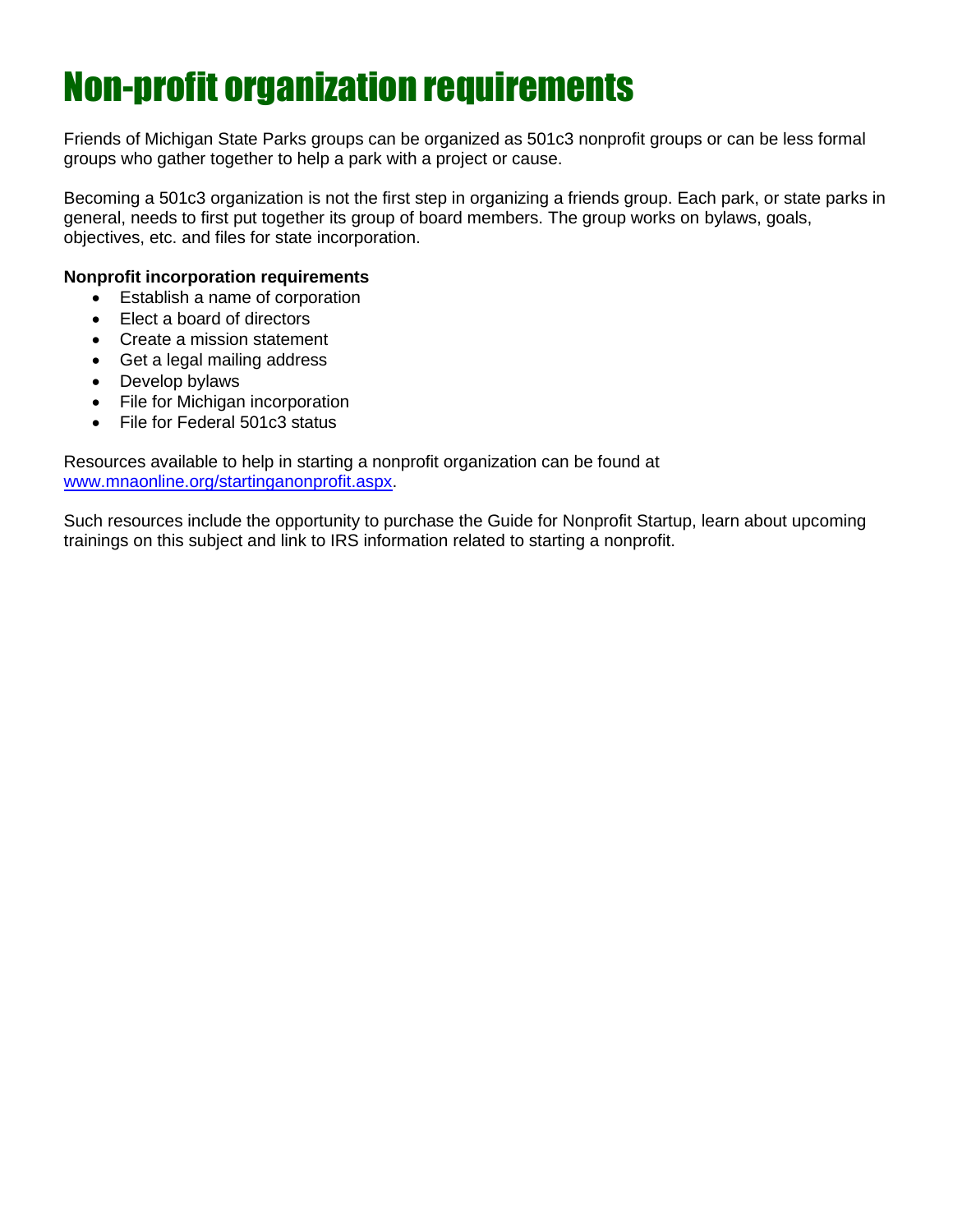# Non-profit organization requirements

Friends of Michigan State Parks groups can be organized as 501c3 nonprofit groups or can be less formal groups who gather together to help a park with a project or cause.

Becoming a 501c3 organization is not the first step in organizing a friends group. Each park, or state parks in general, needs to first put together its group of board members. The group works on bylaws, goals, objectives, etc. and files for state incorporation.

**Nonprofit incorporation requirements**

- Establish a name of corporation
- Elect a board of directors
- Create a mission statement
- Get a legal mailing address
- Develop bylaws
- File for Michigan incorporation
- File for Federal 501c3 status

Resources available to help in starting a nonprofit organization can be found at [www.mnaonline.org/startinganonprofit.aspx](www.mnaonline.org/startinganonprofit.aspx).

Such resources include the opportunity to purchase the Guide for Nonprofit Startup, learn about upcoming trainings on this subject and link to IRS information related to starting a nonprofit.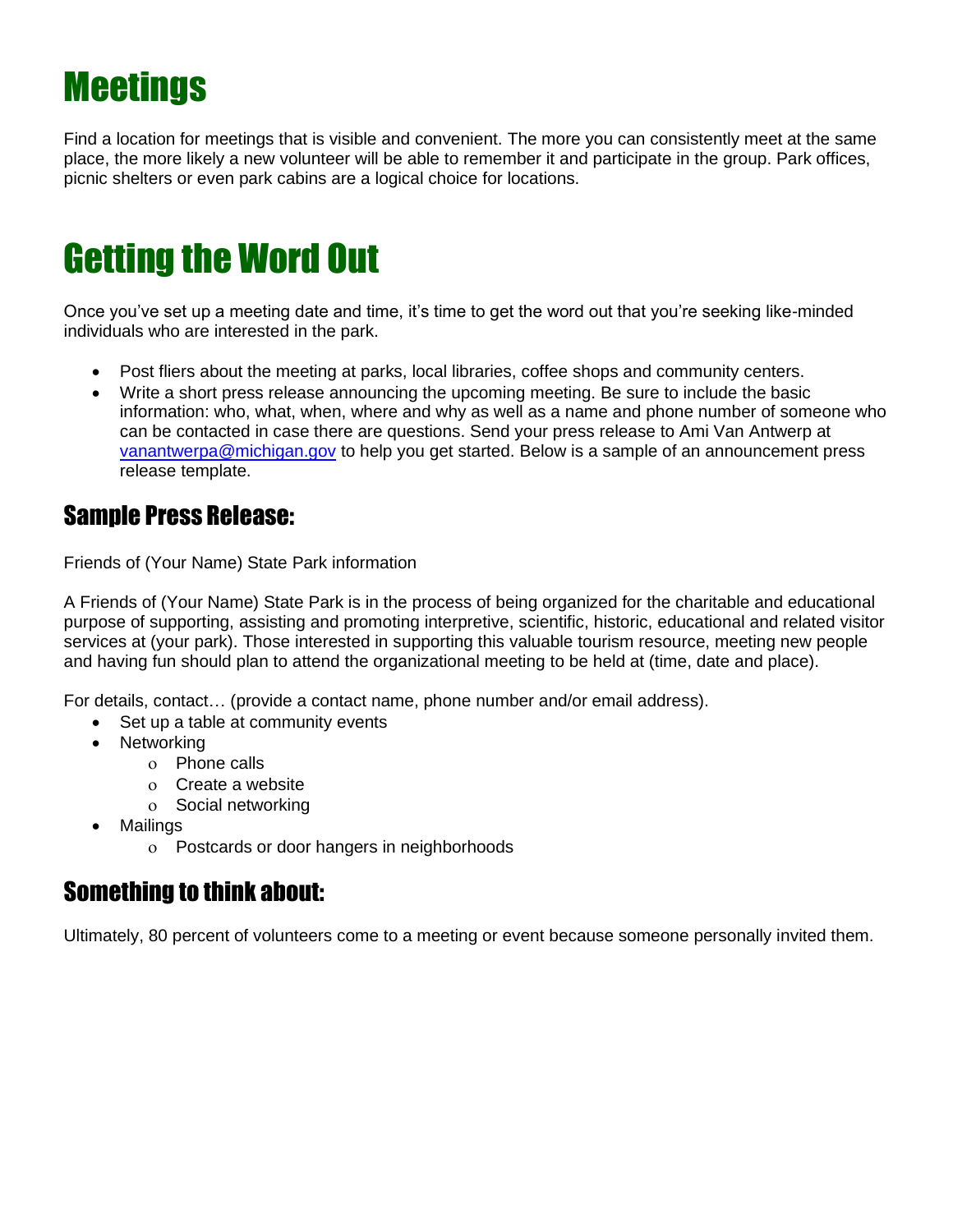# Meetings

Find a location for meetings that is visible and convenient. The more you can consistently meet at the same place, the more likely a new volunteer will be able to remember it and participate in the group. Park offices, picnic shelters or even park cabins are a logical choice for locations.

# Getting the Word Out

Once you've set up a meeting date and time, it's time to get the word out that you're seeking like-minded individuals who are interested in the park.

- Post fliers about the meeting at parks, local libraries, coffee shops and community centers.
- Write a short press release announcing the upcoming meeting. Be sure to include the basic information: who, what, when, where and why as well as a name and phone number of someone who can be contacted in case there are questions. Send your press release to Ami Van Antwerp at vanantwerpa@michigan.gov to help you get started. Below is a sample of an announcement press release template.

## Sample Press Release:

Friends of (Your Name) State Park information

A Friends of (Your Name) State Park is in the process of being organized for the charitable and educational purpose of supporting, assisting and promoting interpretive, scientific, historic, educational and related visitor services at (your park). Those interested in supporting this valuable tourism resource, meeting new people and having fun should plan to attend the organizational meeting to be held at (time, date and place).

For details, contact… (provide a contact name, phone number and/or email address).

- Set up a table at community events
- Networking
  - Phone calls
  - Create a website
  - Social networking
- Mailings
  - Postcards or door hangers in neighborhoods

## Something to think about:

Ultimately, 80 percent of volunteers come to a meeting or event because someone personally invited them.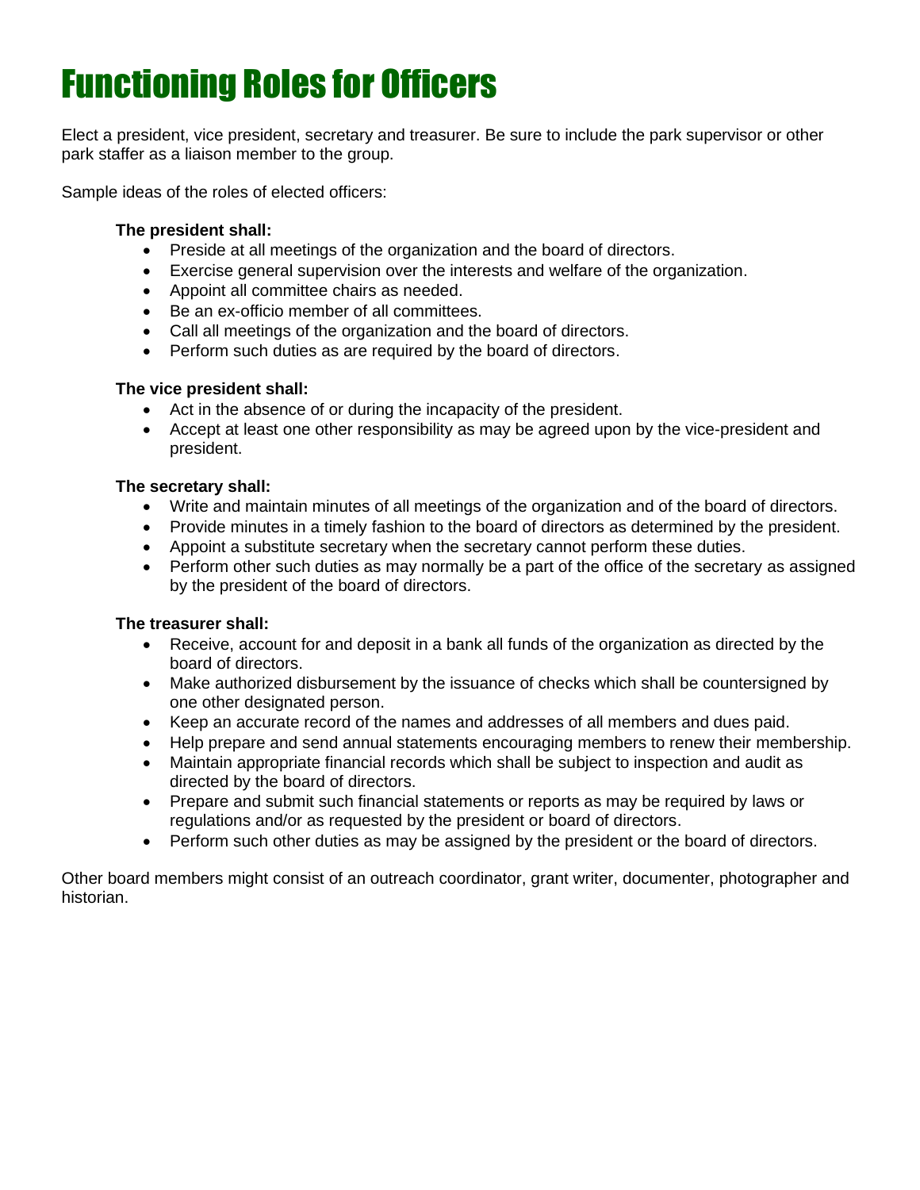# Functioning Roles for Officers

Elect a president, vice president, secretary and treasurer. Be sure to include the park supervisor or other park staffer as a liaison member to the group.

Sample ideas of the roles of elected officers:

**The president shall:**

- Preside at all meetings of the organization and the board of directors.
- Exercise general supervision over the interests and welfare of the organization.
- Appoint all committee chairs as needed.
- Be an ex-officio member of all committees.
- Call all meetings of the organization and the board of directors.
- Perform such duties as are required by the board of directors.

**The vice president shall:**

- Act in the absence of or during the incapacity of the president.
- Accept at least one other responsibility as may be agreed upon by the vice-president and president.

**The secretary shall:**

- Write and maintain minutes of all meetings of the organization and of the board of directors.
- Provide minutes in a timely fashion to the board of directors as determined by the president.
- Appoint a substitute secretary when the secretary cannot perform these duties.
- Perform other such duties as may normally be a part of the office of the secretary as assigned by the president of the board of directors.

**The treasurer shall:**

- Receive, account for and deposit in a bank all funds of the organization as directed by the board of directors.
- Make authorized disbursement by the issuance of checks which shall be countersigned by one other designated person.
- Keep an accurate record of the names and addresses of all members and dues paid.
- Help prepare and send annual statements encouraging members to renew their membership.
- Maintain appropriate financial records which shall be subject to inspection and audit as directed by the board of directors.
- Prepare and submit such financial statements or reports as may be required by laws or regulations and/or as requested by the president or board of directors.
- Perform such other duties as may be assigned by the president or the board of directors.

Other board members might consist of an outreach coordinator, grant writer, documenter, photographer and historian.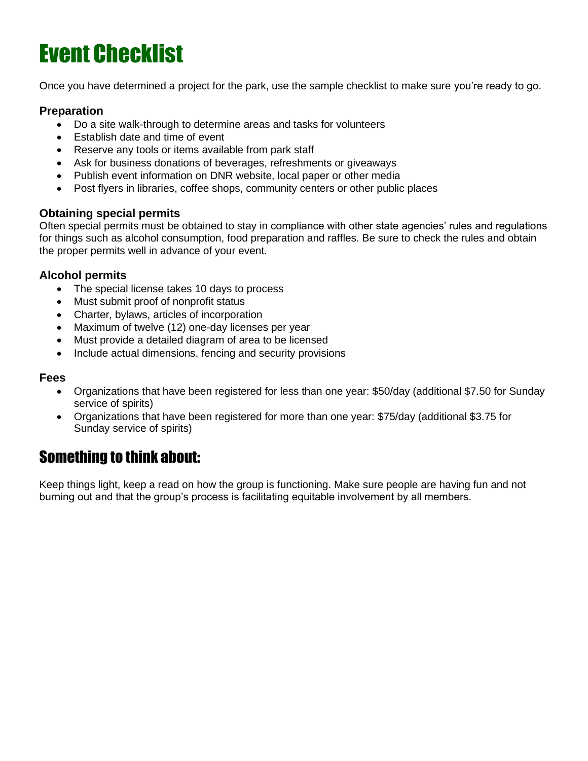# Event Checklist

Once you have determined a project for the park, use the sample checklist to make sure you're ready to go.

### Preparation

- Do a site walk-through to determine areas and tasks for volunteers
- Establish date and time of event
- Reserve any tools or items available from park staff
- Ask for business donations of beverages, refreshments or giveaways
- Publish event information on DNR website, local paper or other media
- Post flyers in libraries, coffee shops, community centers or other public places

### Obtaining special permits

Often special permits must be obtained to stay in compliance with other state agencies' rules and regulations for things such as alcohol consumption, food preparation and raffles. Be sure to check the rules and obtain the proper permits well in advance of your event.

### Alcohol permits

- The special license takes 10 days to process
- Must submit proof of nonprofit status
- Charter, bylaws, articles of incorporation
- Maximum of twelve (12) one-day licenses per year
- Must provide a detailed diagram of area to be licensed
- Include actual dimensions, fencing and security provisions

### Fees

- Organizations that have been registered for less than one year: $50/day (additional $7.50 for Sunday service of spirits)
- Organizations that have been registered for more than one year: $75/day (additional $3.75 for Sunday service of spirits)

## Something to think about:

Keep things light, keep a read on how the group is functioning. Make sure people are having fun and not burning out and that the group's process is facilitating equitable involvement by all members.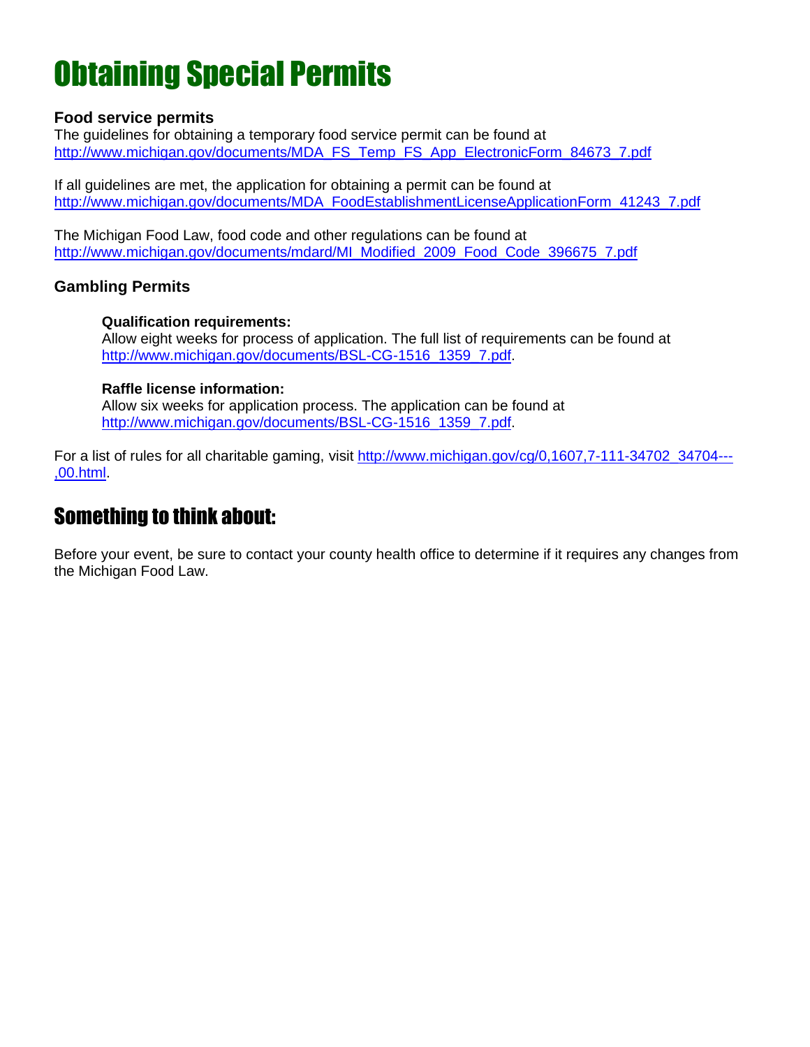# Obtaining Special Permits

### Food service permits

The guidelines for obtaining a temporary food service permit can be found at http://www.michigan.gov/documents/MDA_FS_Temp_FS_App_ElectronicForm_84673_7.pdf

If all guidelines are met, the application for obtaining a permit can be found at http://www.michigan.gov/documents/MDA_FoodEstablishmentLicenseApplicationForm_41243_7.pdf

The Michigan Food Law, food code and other regulations can be found at http://www.michigan.gov/documents/mdard/MI_Modified_2009_Food_Code_396675_7.pdf

### Gambling Permits

**Qualification requirements:**
Allow eight weeks for process of application. The full list of requirements can be found at http://www.michigan.gov/documents/BSL-CG-1516_1359_7.pdf.

**Raffle license information:**
Allow six weeks for application process. The application can be found at http://www.michigan.gov/documents/BSL-CG-1516_1359_7.pdf.

For a list of rules for all charitable gaming, visit http://www.michigan.gov/cg/0,1607,7-111-34702_34704---,00.html.

## Something to think about:

Before your event, be sure to contact your county health office to determine if it requires any changes from the Michigan Food Law.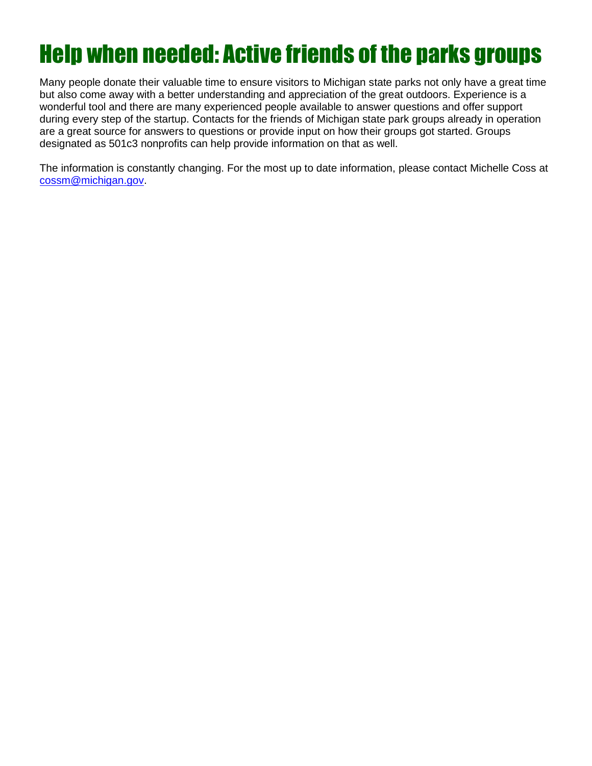# Help when needed: Active friends of the parks groups

Many people donate their valuable time to ensure visitors to Michigan state parks not only have a great time but also come away with a better understanding and appreciation of the great outdoors. Experience is a wonderful tool and there are many experienced people available to answer questions and offer support during every step of the startup. Contacts for the friends of Michigan state park groups already in operation are a great source for answers to questions or provide input on how their groups got started. Groups designated as 501c3 nonprofits can help provide information on that as well.

The information is constantly changing. For the most up to date information, please contact Michelle Coss at [cossm@michigan.gov](mailto:cossm@michigan.gov).